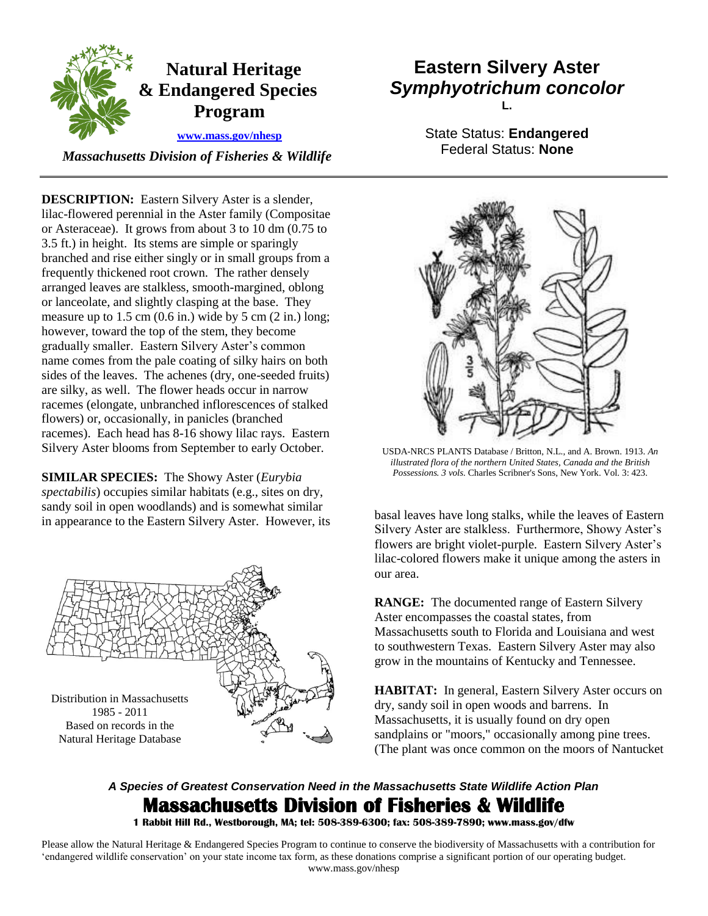# Natural Heritage & Endangered Species Program

www.mass.gov/nhesp

*Massachusetts Division of Fisheries & Wildlife*

# Eastern Silvery Aster
## *Symphyotrichum concolor* L.

State Status: **Endangered**
Federal Status: **None**

**DESCRIPTION:** Eastern Silvery Aster is a slender, lilac-flowered perennial in the Aster family (Compositae or Asteraceae). It grows from about 3 to 10 dm (0.75 to 3.5 ft.) in height. Its stems are simple or sparingly branched and rise either singly or in small groups from a frequently thickened root crown. The rather densely arranged leaves are stalkless, smooth-margined, oblong or lanceolate, and slightly clasping at the base. They measure up to 1.5 cm (0.6 in.) wide by 5 cm (2 in.) long; however, toward the top of the stem, they become gradually smaller. Eastern Silvery Aster's common name comes from the pale coating of silky hairs on both sides of the leaves. The achenes (dry, one-seeded fruits) are silky, as well. The flower heads occur in narrow racemes (elongate, unbranched inflorescences of stalked flowers) or, occasionally, in panicles (branched racemes). Each head has 8-16 showy lilac rays. Eastern Silvery Aster blooms from September to early October.

USDA-NRCS PLANTS Database / Britton, N.L., and A. Brown. 1913. *An illustrated flora of the northern United States, Canada and the British Possessions. 3 vols.* Charles Scribner's Sons, New York. Vol. 3: 423.

**SIMILAR SPECIES:** The Showy Aster (*Eurybia spectabilis*) occupies similar habitats (e.g., sites on dry, sandy soil in open woodlands) and is somewhat similar in appearance to the Eastern Silvery Aster. However, its basal leaves have long stalks, while the leaves of Eastern Silvery Aster are stalkless. Furthermore, Showy Aster's flowers are bright violet-purple. Eastern Silvery Aster's lilac-colored flowers make it unique among the asters in our area.

Distribution in Massachusetts 1985 - 2011 Based on records in the Natural Heritage Database

**RANGE:** The documented range of Eastern Silvery Aster encompasses the coastal states, from Massachusetts south to Florida and Louisiana and west to southwestern Texas. Eastern Silvery Aster may also grow in the mountains of Kentucky and Tennessee.

**HABITAT:** In general, Eastern Silvery Aster occurs on dry, sandy soil in open woods and barrens. In Massachusetts, it is usually found on dry open sandplains or "moors," occasionally among pine trees. (The plant was once common on the moors of Nantucket

*A Species of Greatest Conservation Need in the Massachusetts State Wildlife Action Plan*

**Massachusetts Division of Fisheries & Wildlife**
**1 Rabbit Hill Rd., Westborough, MA; tel: 508-389-6300; fax: 508-389-7890; www.mass.gov/dfw**

Please allow the Natural Heritage & Endangered Species Program to continue to conserve the biodiversity of Massachusetts with a contribution for 'endangered wildlife conservation' on your state income tax form, as these donations comprise a significant portion of our operating budget. www.mass.gov/nhesp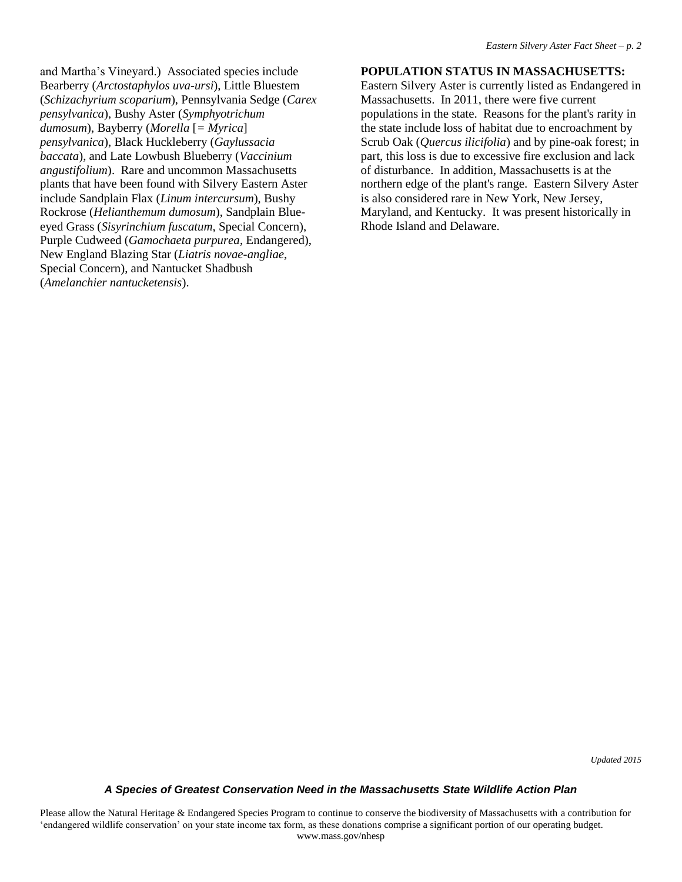and Martha's Vineyard.) Associated species include Bearberry (*Arctostaphylos uva-ursi*), Little Bluestem (*Schizachyrium scoparium*), Pennsylvania Sedge (*Carex pensylvanica*), Bushy Aster (*Symphyotrichum dumosum*), Bayberry (*Morella* [= *Myrica*] *pensylvanica*), Black Huckleberry (*Gaylussacia baccata*), and Late Lowbush Blueberry (*Vaccinium angustifolium*). Rare and uncommon Massachusetts plants that have been found with Silvery Eastern Aster include Sandplain Flax (*Linum intercursum*), Bushy Rockrose (*Helianthemum dumosum*), Sandplain Blue-eyed Grass (*Sisyrinchium fuscatum*, Special Concern), Purple Cudweed (*Gamochaeta purpurea*, Endangered), New England Blazing Star (*Liatris novae-angliae*, Special Concern), and Nantucket Shadbush (*Amelanchier nantucketensis*).

**POPULATION STATUS IN MASSACHUSETTS:**

Eastern Silvery Aster is currently listed as Endangered in Massachusetts. In 2011, there were five current populations in the state. Reasons for the plant's rarity in the state include loss of habitat due to encroachment by Scrub Oak (*Quercus ilicifolia*) and by pine-oak forest; in part, this loss is due to excessive fire exclusion and lack of disturbance. In addition, Massachusetts is at the northern edge of the plant's range. Eastern Silvery Aster is also considered rare in New York, New Jersey, Maryland, and Kentucky. It was present historically in Rhode Island and Delaware.

*Updated 2015*

***A Species of Greatest Conservation Need in the Massachusetts State Wildlife Action Plan***

Please allow the Natural Heritage & Endangered Species Program to continue to conserve the biodiversity of Massachusetts with a contribution for 'endangered wildlife conservation' on your state income tax form, as these donations comprise a significant portion of our operating budget. www.mass.gov/nhesp